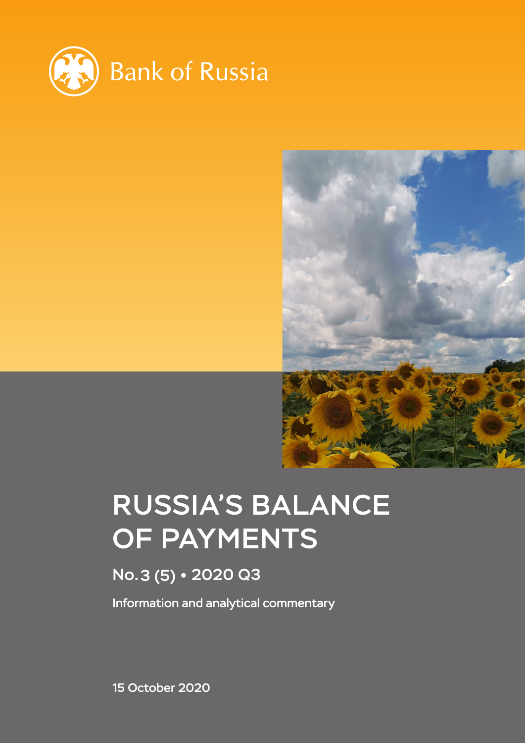Bank of Russia

# RUSSIA'S BALANCE OF PAYMENTS

## No. 3 (5) • 2020 Q3

Information and analytical commentary

15 October 2020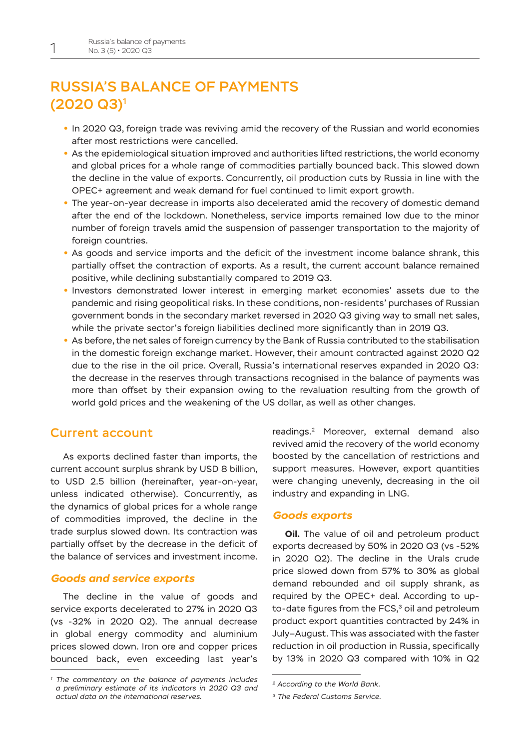# RUSSIA'S BALANCE OF PAYMENTS (2020 Q3)[1]

- In 2020 Q3, foreign trade was reviving amid the recovery of the Russian and world economies after most restrictions were cancelled.
- As the epidemiological situation improved and authorities lifted restrictions, the world economy and global prices for a whole range of commodities partially bounced back. This slowed down the decline in the value of exports. Concurrently, oil production cuts by Russia in line with the OPEC+ agreement and weak demand for fuel continued to limit export growth.
- The year-on-year decrease in imports also decelerated amid the recovery of domestic demand after the end of the lockdown. Nonetheless, service imports remained low due to the minor number of foreign travels amid the suspension of passenger transportation to the majority of foreign countries.
- As goods and service imports and the deficit of the investment income balance shrank, this partially offset the contraction of exports. As a result, the current account balance remained positive, while declining substantially compared to 2019 Q3.
- Investors demonstrated lower interest in emerging market economies' assets due to the pandemic and rising geopolitical risks. In these conditions, non-residents' purchases of Russian government bonds in the secondary market reversed in 2020 Q3 giving way to small net sales, while the private sector's foreign liabilities declined more significantly than in 2019 Q3.
- As before, the net sales of foreign currency by the Bank of Russia contributed to the stabilisation in the domestic foreign exchange market. However, their amount contracted against 2020 Q2 due to the rise in the oil price. Overall, Russia's international reserves expanded in 2020 Q3: the decrease in the reserves through transactions recognised in the balance of payments was more than offset by their expansion owing to the revaluation resulting from the growth of world gold prices and the weakening of the US dollar, as well as other changes.

## Current account

As exports declined faster than imports, the current account surplus shrank by USD 8 billion, to USD 2.5 billion (hereinafter, year-on-year, unless indicated otherwise). Concurrently, as the dynamics of global prices for a whole range of commodities improved, the decline in the trade surplus slowed down. Its contraction was partially offset by the decrease in the deficit of the balance of services and investment income.

### *Goods and service exports*

The decline in the value of goods and service exports decelerated to 27% in 2020 Q3 (vs -32% in 2020 Q2). The annual decrease in global energy commodity and aluminium prices slowed down. Iron ore and copper prices bounced back, even exceeding last year's readings.[2] Moreover, external demand also revived amid the recovery of the world economy boosted by the cancellation of restrictions and support measures. However, export quantities were changing unevenly, decreasing in the oil industry and expanding in LNG.

### *Goods exports*

**Oil.** The value of oil and petroleum product exports decreased by 50% in 2020 Q3 (vs -52% in 2020 Q2). The decline in the Urals crude price slowed down from 57% to 30% as global demand rebounded and oil supply shrank, as required by the OPEC+ deal. According to up-to-date figures from the FCS,[3] oil and petroleum product export quantities contracted by 24% in July–August. This was associated with the faster reduction in oil production in Russia, specifically by 13% in 2020 Q3 compared with 10% in Q2

---

[1] *The commentary on the balance of payments includes a preliminary estimate of its indicators in 2020 Q3 and actual data on the international reserves.*

[2] *According to the World Bank.*

[3] *The Federal Customs Service.*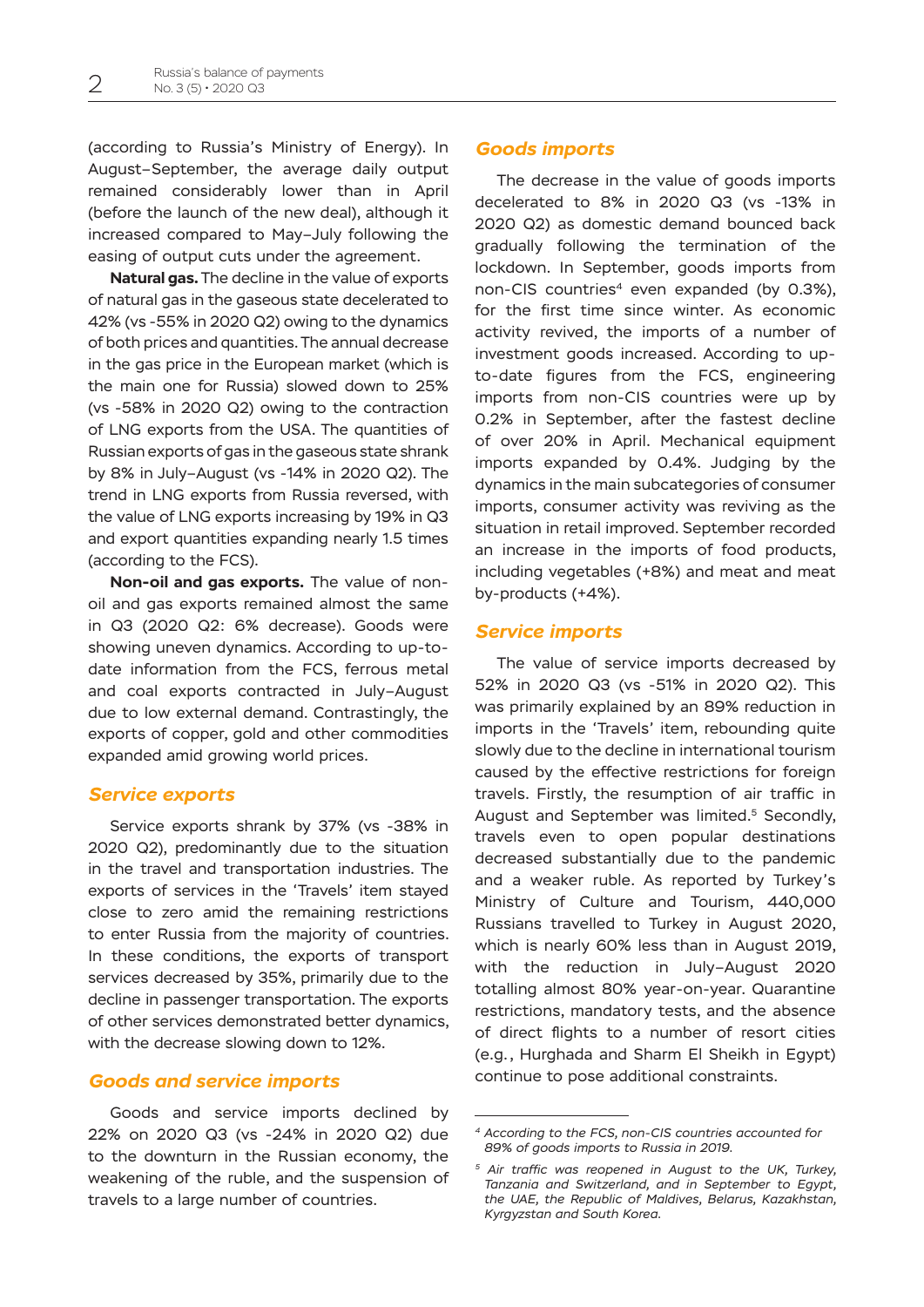(according to Russia's Ministry of Energy). In August–September, the average daily output remained considerably lower than in April (before the launch of the new deal), although it increased compared to May–July following the easing of output cuts under the agreement.

**Natural gas.** The decline in the value of exports of natural gas in the gaseous state decelerated to 42% (vs -55% in 2020 Q2) owing to the dynamics of both prices and quantities. The annual decrease in the gas price in the European market (which is the main one for Russia) slowed down to 25% (vs -58% in 2020 Q2) owing to the contraction of LNG exports from the USA. The quantities of Russian exports of gas in the gaseous state shrank by 8% in July–August (vs -14% in 2020 Q2). The trend in LNG exports from Russia reversed, with the value of LNG exports increasing by 19% in Q3 and export quantities expanding nearly 1.5 times (according to the FCS).

**Non-oil and gas exports.** The value of non-oil and gas exports remained almost the same in Q3 (2020 Q2: 6% decrease). Goods were showing uneven dynamics. According to up-to-date information from the FCS, ferrous metal and coal exports contracted in July–August due to low external demand. Contrastingly, the exports of copper, gold and other commodities expanded amid growing world prices.

## *Service exports*

Service exports shrank by 37% (vs -38% in 2020 Q2), predominantly due to the situation in the travel and transportation industries. The exports of services in the 'Travels' item stayed close to zero amid the remaining restrictions to enter Russia from the majority of countries. In these conditions, the exports of transport services decreased by 35%, primarily due to the decline in passenger transportation. The exports of other services demonstrated better dynamics, with the decrease slowing down to 12%.

## *Goods and service imports*

Goods and service imports declined by 22% on 2020 Q3 (vs -24% in 2020 Q2) due to the downturn in the Russian economy, the weakening of the ruble, and the suspension of travels to a large number of countries.

## *Goods imports*

The decrease in the value of goods imports decelerated to 8% in 2020 Q3 (vs -13% in 2020 Q2) as domestic demand bounced back gradually following the termination of the lockdown. In September, goods imports from non-CIS countries[4] even expanded (by 0.3%), for the first time since winter. As economic activity revived, the imports of a number of investment goods increased. According to up-to-date figures from the FCS, engineering imports from non-CIS countries were up by 0.2% in September, after the fastest decline of over 20% in April. Mechanical equipment imports expanded by 0.4%. Judging by the dynamics in the main subcategories of consumer imports, consumer activity was reviving as the situation in retail improved. September recorded an increase in the imports of food products, including vegetables (+8%) and meat and meat by-products (+4%).

## *Service imports*

The value of service imports decreased by 52% in 2020 Q3 (vs -51% in 2020 Q2). This was primarily explained by an 89% reduction in imports in the 'Travels' item, rebounding quite slowly due to the decline in international tourism caused by the effective restrictions for foreign travels. Firstly, the resumption of air traffic in August and September was limited.[5] Secondly, travels even to open popular destinations decreased substantially due to the pandemic and a weaker ruble. As reported by Turkey's Ministry of Culture and Tourism, 440,000 Russians travelled to Turkey in August 2020, which is nearly 60% less than in August 2019, with the reduction in July–August 2020 totalling almost 80% year-on-year. Quarantine restrictions, mandatory tests, and the absence of direct flights to a number of resort cities (e.g., Hurghada and Sharm El Sheikh in Egypt) continue to pose additional constraints.

---

[4] *According to the FCS, non-CIS countries accounted for 89% of goods imports to Russia in 2019.*

[5] *Air traffic was reopened in August to the UK, Turkey, Tanzania and Switzerland, and in September to Egypt, the UAE, the Republic of Maldives, Belarus, Kazakhstan, Kyrgyzstan and South Korea.*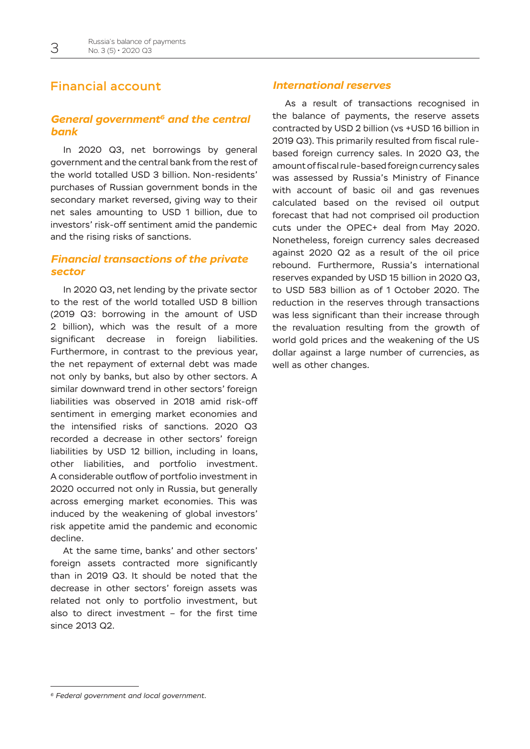## Financial account

### *General government[6] and the central bank*

In 2020 Q3, net borrowings by general government and the central bank from the rest of the world totalled USD 3 billion. Non-residents' purchases of Russian government bonds in the secondary market reversed, giving way to their net sales amounting to USD 1 billion, due to investors' risk-off sentiment amid the pandemic and the rising risks of sanctions.

### *Financial transactions of the private sector*

In 2020 Q3, net lending by the private sector to the rest of the world totalled USD 8 billion (2019 Q3: borrowing in the amount of USD 2 billion), which was the result of a more significant decrease in foreign liabilities. Furthermore, in contrast to the previous year, the net repayment of external debt was made not only by banks, but also by other sectors. A similar downward trend in other sectors' foreign liabilities was observed in 2018 amid risk-off sentiment in emerging market economies and the intensified risks of sanctions. 2020 Q3 recorded a decrease in other sectors' foreign liabilities by USD 12 billion, including in loans, other liabilities, and portfolio investment. A considerable outflow of portfolio investment in 2020 occurred not only in Russia, but generally across emerging market economies. This was induced by the weakening of global investors' risk appetite amid the pandemic and economic decline.

At the same time, banks' and other sectors' foreign assets contracted more significantly than in 2019 Q3. It should be noted that the decrease in other sectors' foreign assets was related not only to portfolio investment, but also to direct investment – for the first time since 2013 Q2.

### *International reserves*

As a result of transactions recognised in the balance of payments, the reserve assets contracted by USD 2 billion (vs +USD 16 billion in 2019 Q3). This primarily resulted from fiscal rule-based foreign currency sales. In 2020 Q3, the amount of fiscal rule-based foreign currency sales was assessed by Russia's Ministry of Finance with account of basic oil and gas revenues calculated based on the revised oil output forecast that had not comprised oil production cuts under the OPEC+ deal from May 2020. Nonetheless, foreign currency sales decreased against 2020 Q2 as a result of the oil price rebound. Furthermore, Russia's international reserves expanded by USD 15 billion in 2020 Q3, to USD 583 billion as of 1 October 2020. The reduction in the reserves through transactions was less significant than their increase through the revaluation resulting from the growth of world gold prices and the weakening of the US dollar against a large number of currencies, as well as other changes.

---

[6] *Federal government and local government.*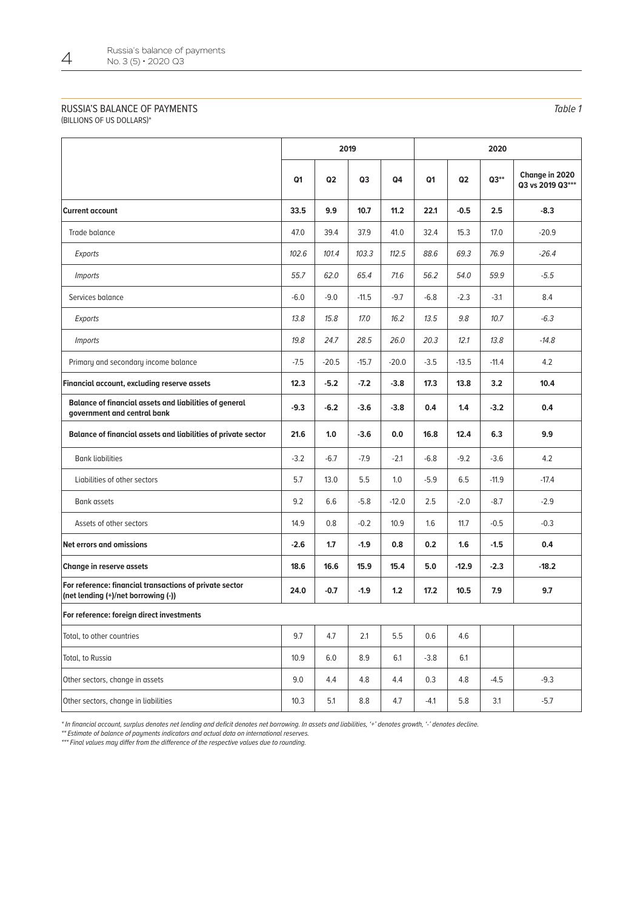## RUSSIA'S BALANCE OF PAYMENTS

(BILLIONS OF US DOLLARS)*

*Table 1*

| | 2019 | | | | 2020 | | | |
|---|---|---|---|---|---|---|---|---|
| | Q1 | Q2 | Q3 | Q4 | Q1 | Q2 | Q3** | Change in 2020 Q3 vs 2019 Q3*** |
| **Current account** | **33.5** | **9.9** | **10.7** | **11.2** | **22.1** | **-0.5** | **2.5** | **-8.3** |
| Trade balance | 47.0 | 39.4 | 37.9 | 41.0 | 32.4 | 15.3 | 17.0 | -20.9 |
| *Exports* | *102.6* | *101.4* | *103.3* | *112.5* | *88.6* | *69.3* | *76.9* | *-26.4* |
| *Imports* | *55.7* | *62.0* | *65.4* | *71.6* | *56.2* | *54.0* | *59.9* | *-5.5* |
| Services balance | -6.0 | -9.0 | -11.5 | -9.7 | -6.8 | -2.3 | -3.1 | 8.4 |
| *Exports* | *13.8* | *15.8* | *17.0* | *16.2* | *13.5* | *9.8* | *10.7* | *-6.3* |
| *Imports* | *19.8* | *24.7* | *28.5* | *26.0* | *20.3* | *12.1* | *13.8* | *-14.8* |
| Primary and secondary income balance | -7.5 | -20.5 | -15.7 | -20.0 | -3.5 | -13.5 | -11.4 | 4.2 |
| **Financial account, excluding reserve assets** | **12.3** | **-5.2** | **-7.2** | **-3.8** | **17.3** | **13.8** | **3.2** | **10.4** |
| **Balance of financial assets and liabilities of general government and central bank** | **-9.3** | **-6.2** | **-3.6** | **-3.8** | **0.4** | **1.4** | **-3.2** | **0.4** |
| **Balance of financial assets and liabilities of private sector** | **21.6** | **1.0** | **-3.6** | **0.0** | **16.8** | **12.4** | **6.3** | **9.9** |
| Bank liabilities | -3.2 | -6.7 | -7.9 | -2.1 | -6.8 | -9.2 | -3.6 | 4.2 |
| Liabilities of other sectors | 5.7 | 13.0 | 5.5 | 1.0 | -5.9 | 6.5 | -11.9 | -17.4 |
| Bank assets | 9.2 | 6.6 | -5.8 | -12.0 | 2.5 | -2.0 | -8.7 | -2.9 |
| Assets of other sectors | 14.9 | 0.8 | -0.2 | 10.9 | 1.6 | 11.7 | -0.5 | -0.3 |
| **Net errors and omissions** | **-2.6** | **1.7** | **-1.9** | **0.8** | **0.2** | **1.6** | **-1.5** | **0.4** |
| **Change in reserve assets** | **18.6** | **16.6** | **15.9** | **15.4** | **5.0** | **-12.9** | **-2.3** | **-18.2** |
| **For reference: financial transactions of private sector (net lending (+)/net borrowing (-))** | **24.0** | **-0.7** | **-1.9** | **1.2** | **17.2** | **10.5** | **7.9** | **9.7** |
| **For reference: foreign direct investments** | | | | | | | | |
| Total, to other countries | 9.7 | 4.7 | 2.1 | 5.5 | 0.6 | 4.6 | | |
| Total, to Russia | 10.9 | 6.0 | 8.9 | 6.1 | -3.8 | 6.1 | | |
| Other sectors, change in assets | 9.0 | 4.4 | 4.8 | 4.4 | 0.3 | 4.8 | -4.5 | -9.3 |
| Other sectors, change in liabilities | 10.3 | 5.1 | 8.8 | 4.7 | -4.1 | 5.8 | 3.1 | -5.7 |

*\* In financial account, surplus denotes net lending and deficit denotes net borrowing. In assets and liabilities, '+' denotes growth, '-' denotes decline.*

*\*\* Estimate of balance of payments indicators and actual data on international reserves.*

*\*\*\* Final values may differ from the difference of the respective values due to rounding.*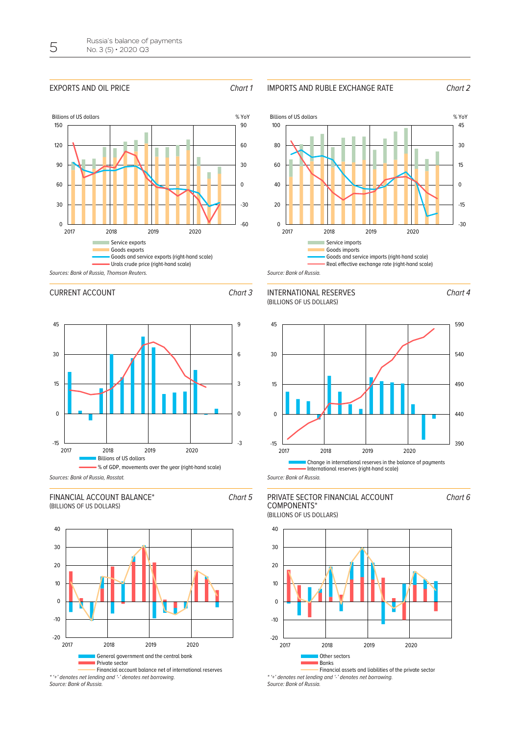## EXPORTS AND OIL PRICE

*Chart 1*

Billions of US dollars / % YoY

- Service exports
- Goods exports
- Goods and service exports (right-hand scale)
- Urals crude price (right-hand scale)

*Sources: Bank of Russia, Thomson Reuters.*

## IMPORTS AND RUBLE EXCHANGE RATE

*Chart 2*

Billions of US dollars / % YoY

- Service imports
- Goods imports
- Goods and service imports (right-hand scale)
- Real effective exchange rate (right-hand scale)

*Source: Bank of Russia.*

## CURRENT ACCOUNT

*Chart 3*

- Billions of US dollars
- % of GDP, movements over the year (right-hand scale)

*Sources: Bank of Russia, Rosstat.*

## INTERNATIONAL RESERVES
(BILLIONS OF US DOLLARS)

*Chart 4*

- Change in international reserves in the balance of payments
- International reserves (right-hand scale)

*Source: Bank of Russia.*

## FINANCIAL ACCOUNT BALANCE*
(BILLIONS OF US DOLLARS)

*Chart 5*

- General government and the central bank
- Private sector
- Financial account balance net of international reserves

*'+' denotes net lending and '-' denotes net borrowing.*
*Source: Bank of Russia.*

## PRIVATE SECTOR FINANCIAL ACCOUNT COMPONENTS*
(BILLIONS OF US DOLLARS)

*Chart 6*

- Other sectors
- Banks
- Financial assets and liabilities of the private sector

*'+' denotes net lending and '-' denotes net borrowing.*
*Source: Bank of Russia.*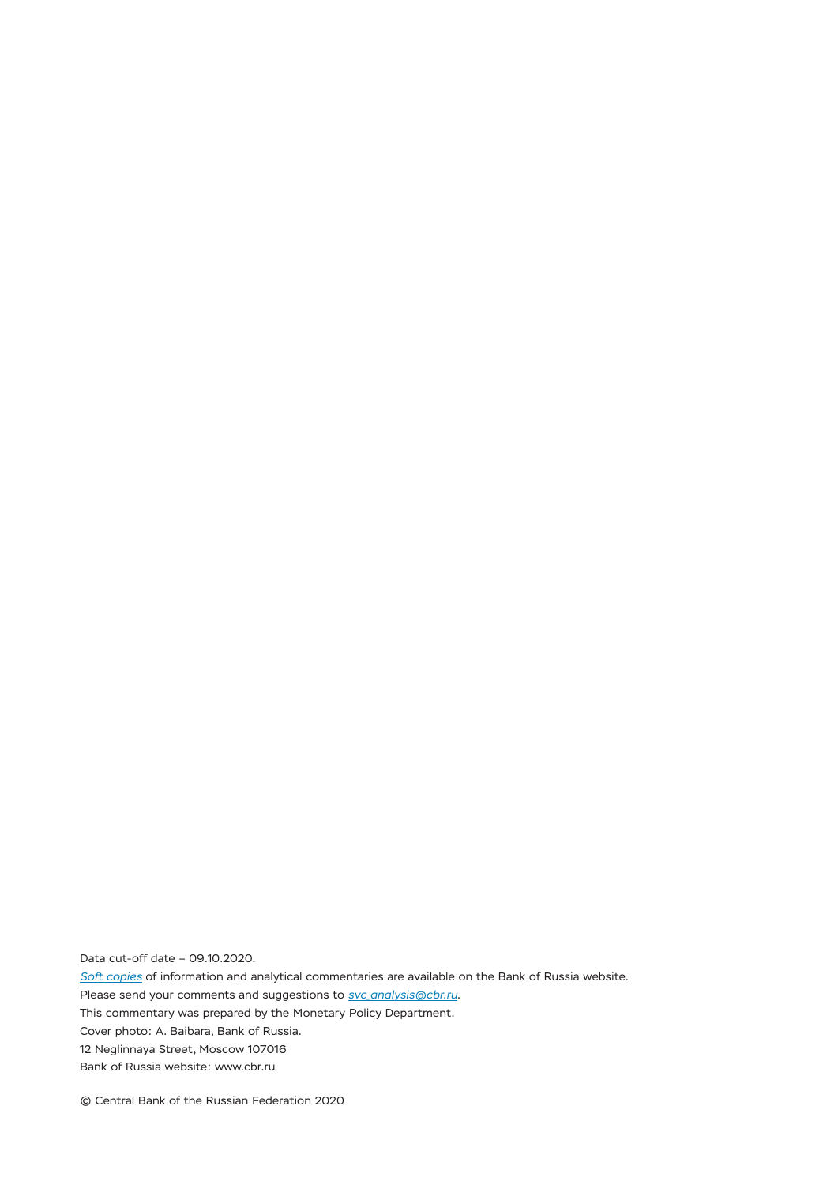Data cut-off date – 09.10.2020.

*Soft copies* of information and analytical commentaries are available on the Bank of Russia website.

Please send your comments and suggestions to *svc_analysis@cbr.ru*.

This commentary was prepared by the Monetary Policy Department.

Cover photo: A. Baibara, Bank of Russia.

12 Neglinnaya Street, Moscow 107016

Bank of Russia website: www.cbr.ru

© Central Bank of the Russian Federation 2020